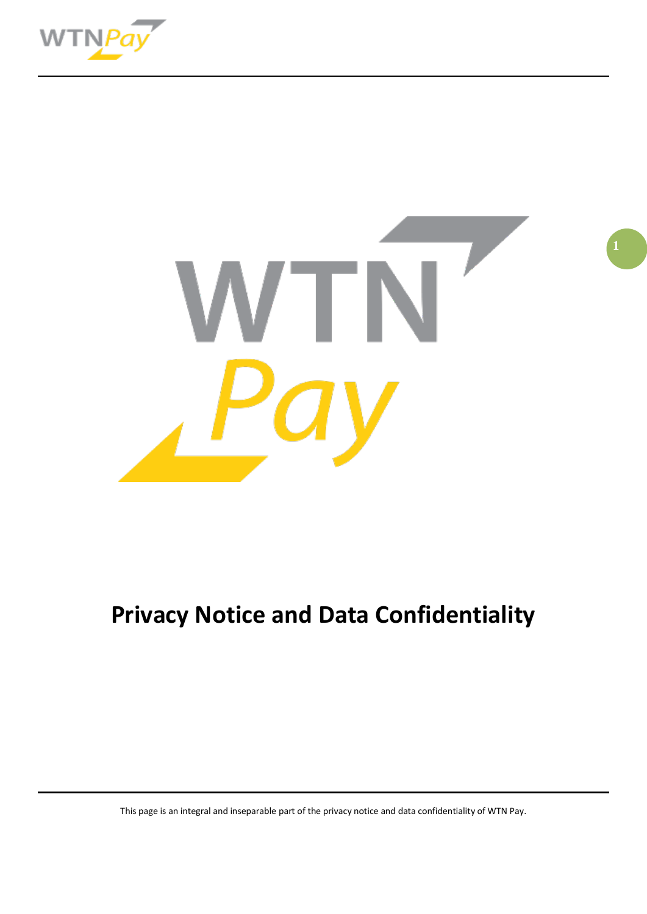# Privacy Notice and Data Confidentiality

This page is an integral and inseparable part of the privacy notice and data confidentiality of WTN Pay.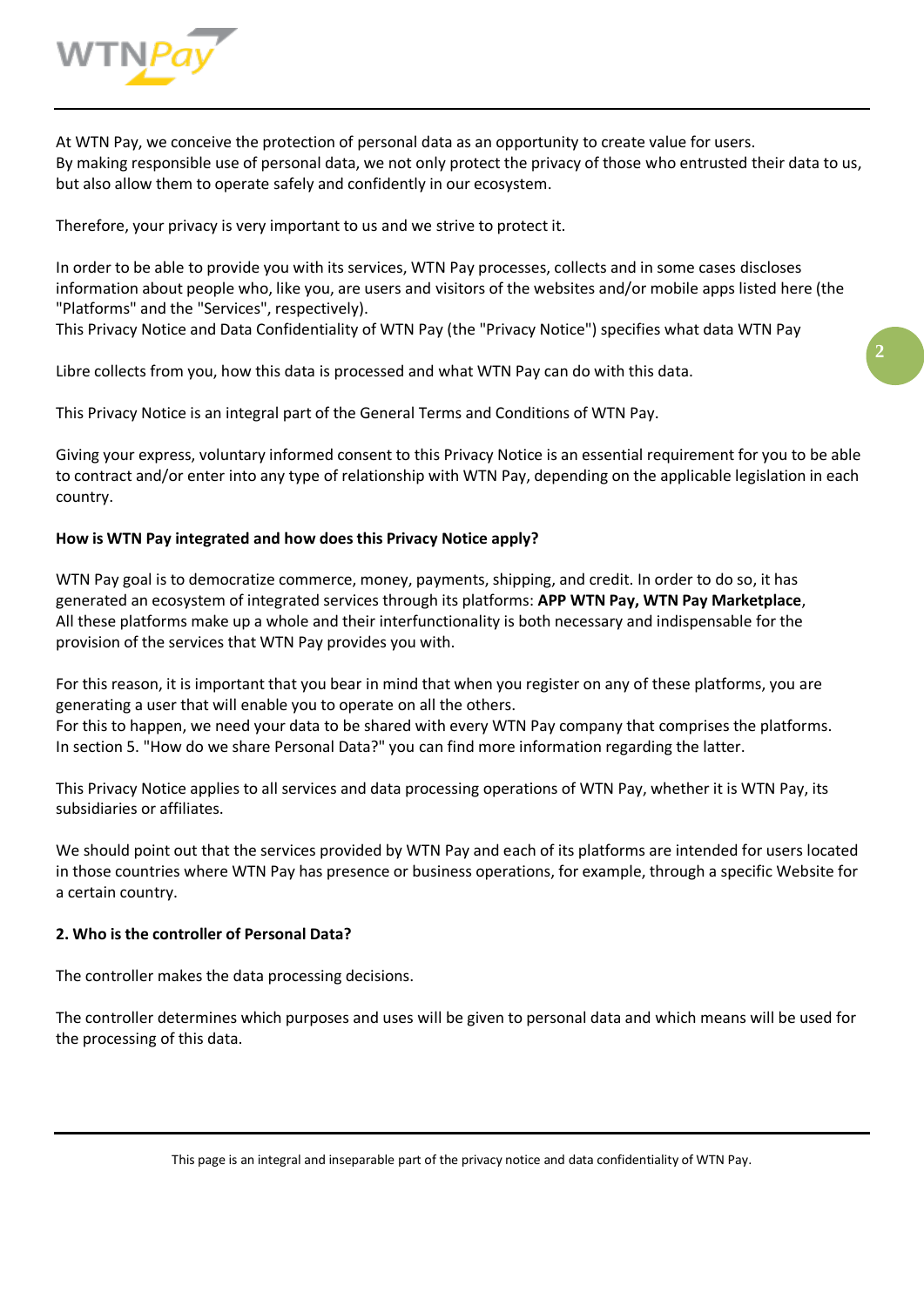At WTN Pay, we conceive the protection of personal data as an opportunity to create value for users.
By making responsible use of personal data, we not only protect the privacy of those who entrusted their data to us, but also allow them to operate safely and confidently in our ecosystem.

Therefore, your privacy is very important to us and we strive to protect it.

In order to be able to provide you with its services, WTN Pay processes, collects and in some cases discloses information about people who, like you, are users and visitors of the websites and/or mobile apps listed here (the "Platforms" and the "Services", respectively).
This Privacy Notice and Data Confidentiality of WTN Pay (the "Privacy Notice") specifies what data WTN Pay

Libre collects from you, how this data is processed and what WTN Pay can do with this data.

This Privacy Notice is an integral part of the General Terms and Conditions of WTN Pay.

Giving your express, voluntary informed consent to this Privacy Notice is an essential requirement for you to be able to contract and/or enter into any type of relationship with WTN Pay, depending on the applicable legislation in each country.

**How is WTN Pay integrated and how does this Privacy Notice apply?**

WTN Pay goal is to democratize commerce, money, payments, shipping, and credit. In order to do so, it has generated an ecosystem of integrated services through its platforms: **APP WTN Pay, WTN Pay Marketplace**, All these platforms make up a whole and their interfunctionality is both necessary and indispensable for the provision of the services that WTN Pay provides you with.

For this reason, it is important that you bear in mind that when you register on any of these platforms, you are generating a user that will enable you to operate on all the others.
For this to happen, we need your data to be shared with every WTN Pay company that comprises the platforms.
In section 5. "How do we share Personal Data?" you can find more information regarding the latter.

This Privacy Notice applies to all services and data processing operations of WTN Pay, whether it is WTN Pay, its subsidiaries or affiliates.

We should point out that the services provided by WTN Pay and each of its platforms are intended for users located in those countries where WTN Pay has presence or business operations, for example, through a specific Website for a certain country.

**2. Who is the controller of Personal Data?**

The controller makes the data processing decisions.

The controller determines which purposes and uses will be given to personal data and which means will be used for the processing of this data.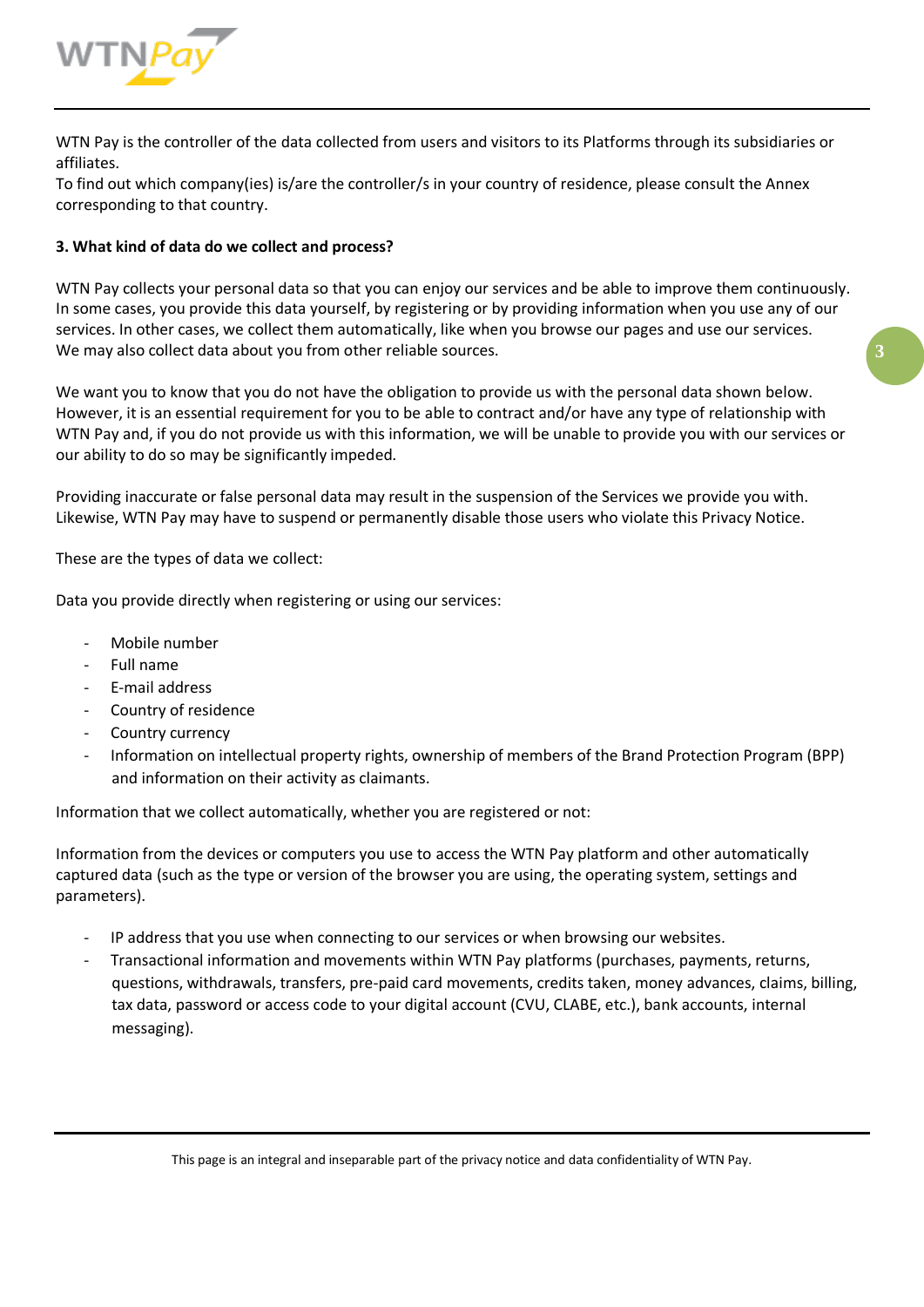WTN Pay is the controller of the data collected from users and visitors to its Platforms through its subsidiaries or affiliates.
To find out which company(ies) is/are the controller/s in your country of residence, please consult the Annex corresponding to that country.

**3. What kind of data do we collect and process?**

WTN Pay collects your personal data so that you can enjoy our services and be able to improve them continuously. In some cases, you provide this data yourself, by registering or by providing information when you use any of our services. In other cases, we collect them automatically, like when you browse our pages and use our services. We may also collect data about you from other reliable sources.

We want you to know that you do not have the obligation to provide us with the personal data shown below. However, it is an essential requirement for you to be able to contract and/or have any type of relationship with WTN Pay and, if you do not provide us with this information, we will be unable to provide you with our services or our ability to do so may be significantly impeded.

Providing inaccurate or false personal data may result in the suspension of the Services we provide you with. Likewise, WTN Pay may have to suspend or permanently disable those users who violate this Privacy Notice.

These are the types of data we collect:

Data you provide directly when registering or using our services:

- Mobile number
- Full name
- E-mail address
- Country of residence
- Country currency
- Information on intellectual property rights, ownership of members of the Brand Protection Program (BPP) and information on their activity as claimants.

Information that we collect automatically, whether you are registered or not:

Information from the devices or computers you use to access the WTN Pay platform and other automatically captured data (such as the type or version of the browser you are using, the operating system, settings and parameters).

- IP address that you use when connecting to our services or when browsing our websites.
- Transactional information and movements within WTN Pay platforms (purchases, payments, returns, questions, withdrawals, transfers, pre-paid card movements, credits taken, money advances, claims, billing, tax data, password or access code to your digital account (CVU, CLABE, etc.), bank accounts, internal messaging).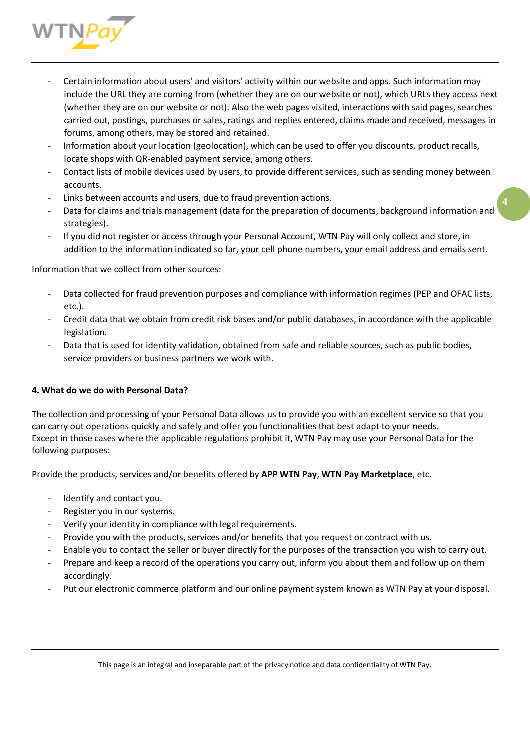- Certain information about users' and visitors' activity within our website and apps. Such information may include the URL they are coming from (whether they are on our website or not), which URLs they access next (whether they are on our website or not). Also the web pages visited, interactions with said pages, searches carried out, postings, purchases or sales, ratings and replies entered, claims made and received, messages in forums, among others, may be stored and retained.
- Information about your location (geolocation), which can be used to offer you discounts, product recalls, locate shops with QR-enabled payment service, among others.
- Contact lists of mobile devices used by users, to provide different services, such as sending money between accounts.
- Links between accounts and users, due to fraud prevention actions.
- Data for claims and trials management (data for the preparation of documents, background information and strategies).
- If you did not register or access through your Personal Account, WTN Pay will only collect and store, in addition to the information indicated so far, your cell phone numbers, your email address and emails sent.

Information that we collect from other sources:

- Data collected for fraud prevention purposes and compliance with information regimes (PEP and OFAC lists, etc.).
- Credit data that we obtain from credit risk bases and/or public databases, in accordance with the applicable legislation.
- Data that is used for identity validation, obtained from safe and reliable sources, such as public bodies, service providers or business partners we work with.

**4. What do we do with Personal Data?**

The collection and processing of your Personal Data allows us to provide you with an excellent service so that you can carry out operations quickly and safely and offer you functionalities that best adapt to your needs.
Except in those cases where the applicable regulations prohibit it, WTN Pay may use your Personal Data for the following purposes:

Provide the products, services and/or benefits offered by **APP WTN Pay**, **WTN Pay Marketplace**, etc.

- Identify and contact you.
- Register you in our systems.
- Verify your identity in compliance with legal requirements.
- Provide you with the products, services and/or benefits that you request or contract with us.
- Enable you to contact the seller or buyer directly for the purposes of the transaction you wish to carry out.
- Prepare and keep a record of the operations you carry out, inform you about them and follow up on them accordingly.
- Put our electronic commerce platform and our online payment system known as WTN Pay at your disposal.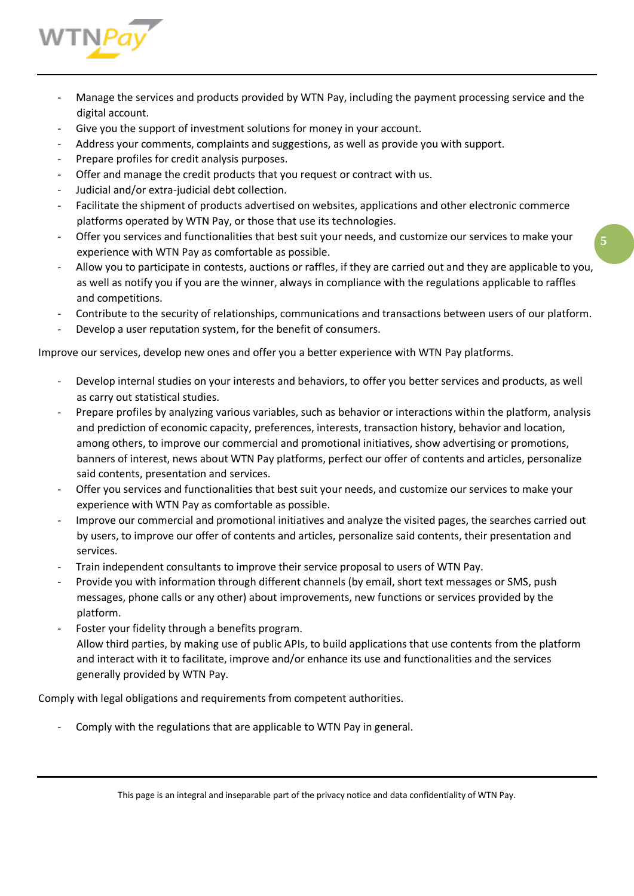- Manage the services and products provided by WTN Pay, including the payment processing service and the digital account.
- Give you the support of investment solutions for money in your account.
- Address your comments, complaints and suggestions, as well as provide you with support.
- Prepare profiles for credit analysis purposes.
- Offer and manage the credit products that you request or contract with us.
- Judicial and/or extra-judicial debt collection.
- Facilitate the shipment of products advertised on websites, applications and other electronic commerce platforms operated by WTN Pay, or those that use its technologies.
- Offer you services and functionalities that best suit your needs, and customize our services to make your experience with WTN Pay as comfortable as possible.
- Allow you to participate in contests, auctions or raffles, if they are carried out and they are applicable to you, as well as notify you if you are the winner, always in compliance with the regulations applicable to raffles and competitions.
- Contribute to the security of relationships, communications and transactions between users of our platform.
- Develop a user reputation system, for the benefit of consumers.

Improve our services, develop new ones and offer you a better experience with WTN Pay platforms.

- Develop internal studies on your interests and behaviors, to offer you better services and products, as well as carry out statistical studies.
- Prepare profiles by analyzing various variables, such as behavior or interactions within the platform, analysis and prediction of economic capacity, preferences, interests, transaction history, behavior and location, among others, to improve our commercial and promotional initiatives, show advertising or promotions, banners of interest, news about WTN Pay platforms, perfect our offer of contents and articles, personalize said contents, presentation and services.
- Offer you services and functionalities that best suit your needs, and customize our services to make your experience with WTN Pay as comfortable as possible.
- Improve our commercial and promotional initiatives and analyze the visited pages, the searches carried out by users, to improve our offer of contents and articles, personalize said contents, their presentation and services.
- Train independent consultants to improve their service proposal to users of WTN Pay.
- Provide you with information through different channels (by email, short text messages or SMS, push messages, phone calls or any other) about improvements, new functions or services provided by the platform.
- Foster your fidelity through a benefits program.
  Allow third parties, by making use of public APIs, to build applications that use contents from the platform and interact with it to facilitate, improve and/or enhance its use and functionalities and the services generally provided by WTN Pay.

Comply with legal obligations and requirements from competent authorities.

- Comply with the regulations that are applicable to WTN Pay in general.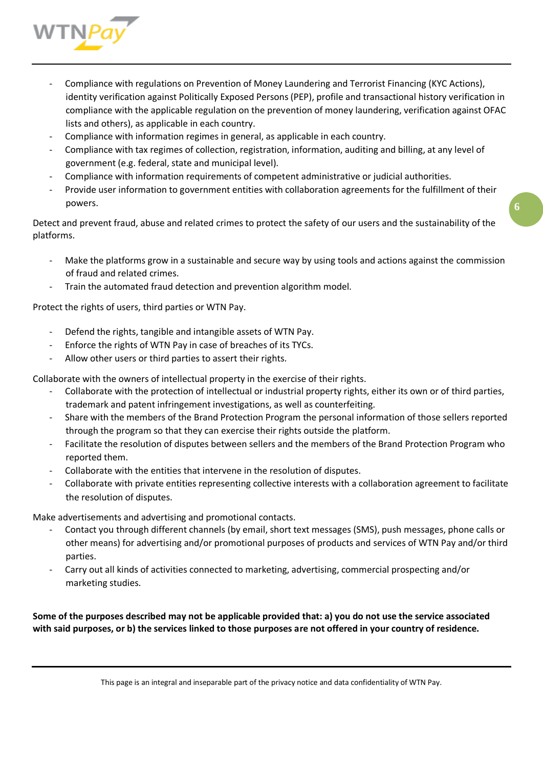- Compliance with regulations on Prevention of Money Laundering and Terrorist Financing (KYC Actions), identity verification against Politically Exposed Persons (PEP), profile and transactional history verification in compliance with the applicable regulation on the prevention of money laundering, verification against OFAC lists and others), as applicable in each country.
- Compliance with information regimes in general, as applicable in each country.
- Compliance with tax regimes of collection, registration, information, auditing and billing, at any level of government (e.g. federal, state and municipal level).
- Compliance with information requirements of competent administrative or judicial authorities.
- Provide user information to government entities with collaboration agreements for the fulfillment of their powers.

Detect and prevent fraud, abuse and related crimes to protect the safety of our users and the sustainability of the platforms.

- Make the platforms grow in a sustainable and secure way by using tools and actions against the commission of fraud and related crimes.
- Train the automated fraud detection and prevention algorithm model.

Protect the rights of users, third parties or WTN Pay.

- Defend the rights, tangible and intangible assets of WTN Pay.
- Enforce the rights of WTN Pay in case of breaches of its TYCs.
- Allow other users or third parties to assert their rights.

Collaborate with the owners of intellectual property in the exercise of their rights.

- Collaborate with the protection of intellectual or industrial property rights, either its own or of third parties, trademark and patent infringement investigations, as well as counterfeiting.
- Share with the members of the Brand Protection Program the personal information of those sellers reported through the program so that they can exercise their rights outside the platform.
- Facilitate the resolution of disputes between sellers and the members of the Brand Protection Program who reported them.
- Collaborate with the entities that intervene in the resolution of disputes.
- Collaborate with private entities representing collective interests with a collaboration agreement to facilitate the resolution of disputes.

Make advertisements and advertising and promotional contacts.

- Contact you through different channels (by email, short text messages (SMS), push messages, phone calls or other means) for advertising and/or promotional purposes of products and services of WTN Pay and/or third parties.
- Carry out all kinds of activities connected to marketing, advertising, commercial prospecting and/or marketing studies.

**Some of the purposes described may not be applicable provided that: a) you do not use the service associated with said purposes, or b) the services linked to those purposes are not offered in your country of residence.**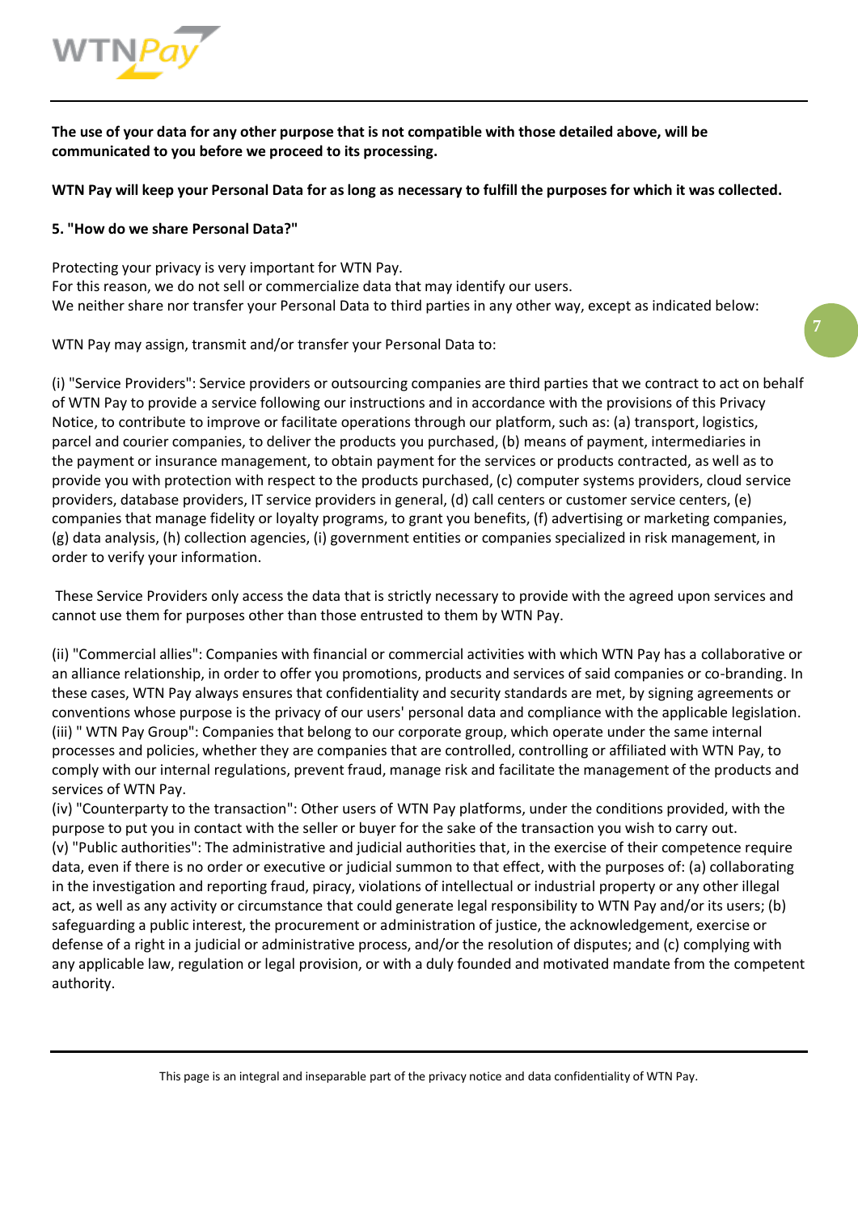**The use of your data for any other purpose that is not compatible with those detailed above, will be communicated to you before we proceed to its processing.**

**WTN Pay will keep your Personal Data for as long as necessary to fulfill the purposes for which it was collected.**

**5. "How do we share Personal Data?"**

Protecting your privacy is very important for WTN Pay.
For this reason, we do not sell or commercialize data that may identify our users.
We neither share nor transfer your Personal Data to third parties in any other way, except as indicated below:

WTN Pay may assign, transmit and/or transfer your Personal Data to:

(i) "Service Providers": Service providers or outsourcing companies are third parties that we contract to act on behalf of WTN Pay to provide a service following our instructions and in accordance with the provisions of this Privacy Notice, to contribute to improve or facilitate operations through our platform, such as: (a) transport, logistics, parcel and courier companies, to deliver the products you purchased, (b) means of payment, intermediaries in the payment or insurance management, to obtain payment for the services or products contracted, as well as to provide you with protection with respect to the products purchased, (c) computer systems providers, cloud service providers, database providers, IT service providers in general, (d) call centers or customer service centers, (e) companies that manage fidelity or loyalty programs, to grant you benefits, (f) advertising or marketing companies, (g) data analysis, (h) collection agencies, (i) government entities or companies specialized in risk management, in order to verify your information.

These Service Providers only access the data that is strictly necessary to provide with the agreed upon services and cannot use them for purposes other than those entrusted to them by WTN Pay.

(ii) "Commercial allies": Companies with financial or commercial activities with which WTN Pay has a collaborative or an alliance relationship, in order to offer you promotions, products and services of said companies or co-branding. In these cases, WTN Pay always ensures that confidentiality and security standards are met, by signing agreements or conventions whose purpose is the privacy of our users' personal data and compliance with the applicable legislation.
(iii) " WTN Pay Group": Companies that belong to our corporate group, which operate under the same internal processes and policies, whether they are companies that are controlled, controlling or affiliated with WTN Pay, to comply with our internal regulations, prevent fraud, manage risk and facilitate the management of the products and services of WTN Pay.
(iv) "Counterparty to the transaction": Other users of WTN Pay platforms, under the conditions provided, with the purpose to put you in contact with the seller or buyer for the sake of the transaction you wish to carry out.
(v) "Public authorities": The administrative and judicial authorities that, in the exercise of their competence require data, even if there is no order or executive or judicial summon to that effect, with the purposes of: (a) collaborating in the investigation and reporting fraud, piracy, violations of intellectual or industrial property or any other illegal act, as well as any activity or circumstance that could generate legal responsibility to WTN Pay and/or its users; (b) safeguarding a public interest, the procurement or administration of justice, the acknowledgement, exercise or defense of a right in a judicial or administrative process, and/or the resolution of disputes; and (c) complying with any applicable law, regulation or legal provision, or with a duly founded and motivated mandate from the competent authority.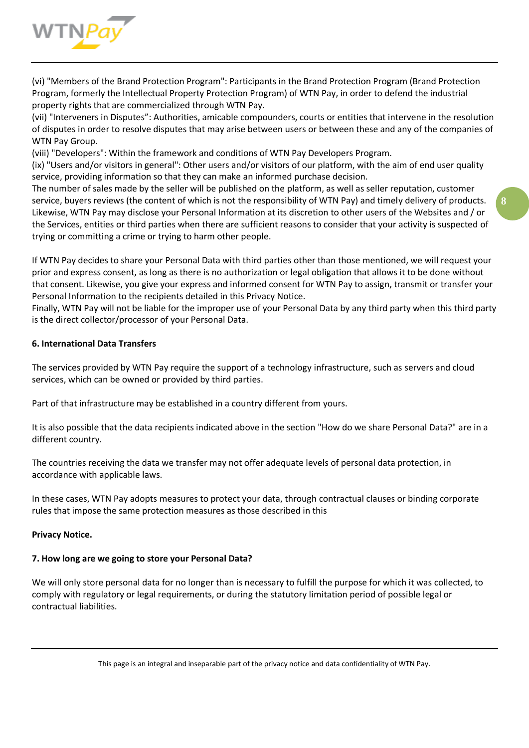(vi) "Members of the Brand Protection Program": Participants in the Brand Protection Program (Brand Protection Program, formerly the Intellectual Property Protection Program) of WTN Pay, in order to defend the industrial property rights that are commercialized through WTN Pay.
(vii) "Interveners in Disputes": Authorities, amicable compounders, courts or entities that intervene in the resolution of disputes in order to resolve disputes that may arise between users or between these and any of the companies of WTN Pay Group.
(viii) "Developers": Within the framework and conditions of WTN Pay Developers Program.
(ix) "Users and/or visitors in general": Other users and/or visitors of our platform, with the aim of end user quality service, providing information so that they can make an informed purchase decision.
The number of sales made by the seller will be published on the platform, as well as seller reputation, customer service, buyers reviews (the content of which is not the responsibility of WTN Pay) and timely delivery of products. Likewise, WTN Pay may disclose your Personal Information at its discretion to other users of the Websites and / or the Services, entities or third parties when there are sufficient reasons to consider that your activity is suspected of trying or committing a crime or trying to harm other people.

If WTN Pay decides to share your Personal Data with third parties other than those mentioned, we will request your prior and express consent, as long as there is no authorization or legal obligation that allows it to be done without that consent. Likewise, you give your express and informed consent for WTN Pay to assign, transmit or transfer your Personal Information to the recipients detailed in this Privacy Notice.
Finally, WTN Pay will not be liable for the improper use of your Personal Data by any third party when this third party is the direct collector/processor of your Personal Data.

**6. International Data Transfers**

The services provided by WTN Pay require the support of a technology infrastructure, such as servers and cloud services, which can be owned or provided by third parties.

Part of that infrastructure may be established in a country different from yours.

It is also possible that the data recipients indicated above in the section "How do we share Personal Data?" are in a different country.

The countries receiving the data we transfer may not offer adequate levels of personal data protection, in accordance with applicable laws.

In these cases, WTN Pay adopts measures to protect your data, through contractual clauses or binding corporate rules that impose the same protection measures as those described in this

**Privacy Notice.**

**7. How long are we going to store your Personal Data?**

We will only store personal data for no longer than is necessary to fulfill the purpose for which it was collected, to comply with regulatory or legal requirements, or during the statutory limitation period of possible legal or contractual liabilities.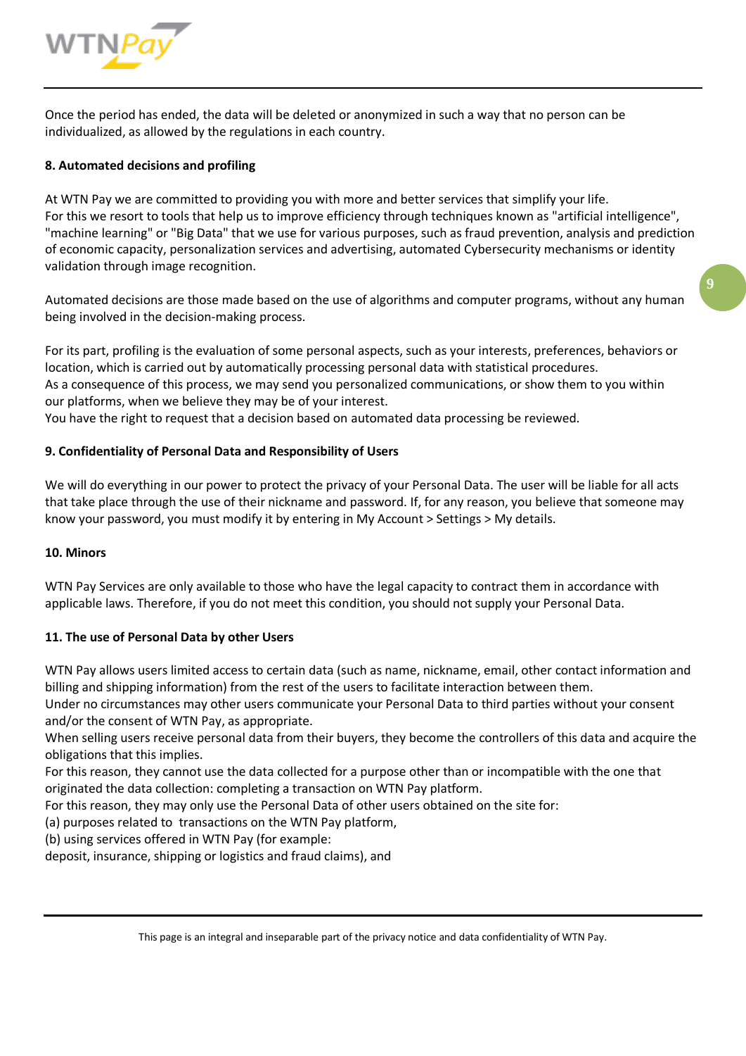Once the period has ended, the data will be deleted or anonymized in such a way that no person can be individualized, as allowed by the regulations in each country.

**8. Automated decisions and profiling**

At WTN Pay we are committed to providing you with more and better services that simplify your life.
For this we resort to tools that help us to improve efficiency through techniques known as "artificial intelligence", "machine learning" or "Big Data" that we use for various purposes, such as fraud prevention, analysis and prediction of economic capacity, personalization services and advertising, automated Cybersecurity mechanisms or identity validation through image recognition.

Automated decisions are those made based on the use of algorithms and computer programs, without any human being involved in the decision-making process.

For its part, profiling is the evaluation of some personal aspects, such as your interests, preferences, behaviors or location, which is carried out by automatically processing personal data with statistical procedures.
As a consequence of this process, we may send you personalized communications, or show them to you within our platforms, when we believe they may be of your interest.
You have the right to request that a decision based on automated data processing be reviewed.

**9. Confidentiality of Personal Data and Responsibility of Users**

We will do everything in our power to protect the privacy of your Personal Data. The user will be liable for all acts that take place through the use of their nickname and password. If, for any reason, you believe that someone may know your password, you must modify it by entering in My Account > Settings > My details.

**10. Minors**

WTN Pay Services are only available to those who have the legal capacity to contract them in accordance with applicable laws. Therefore, if you do not meet this condition, you should not supply your Personal Data.

**11. The use of Personal Data by other Users**

WTN Pay allows users limited access to certain data (such as name, nickname, email, other contact information and billing and shipping information) from the rest of the users to facilitate interaction between them.
Under no circumstances may other users communicate your Personal Data to third parties without your consent and/or the consent of WTN Pay, as appropriate.
When selling users receive personal data from their buyers, they become the controllers of this data and acquire the obligations that this implies.
For this reason, they cannot use the data collected for a purpose other than or incompatible with the one that originated the data collection: completing a transaction on WTN Pay platform.
For this reason, they may only use the Personal Data of other users obtained on the site for:
(a) purposes related to transactions on the WTN Pay platform,
(b) using services offered in WTN Pay (for example:
deposit, insurance, shipping or logistics and fraud claims), and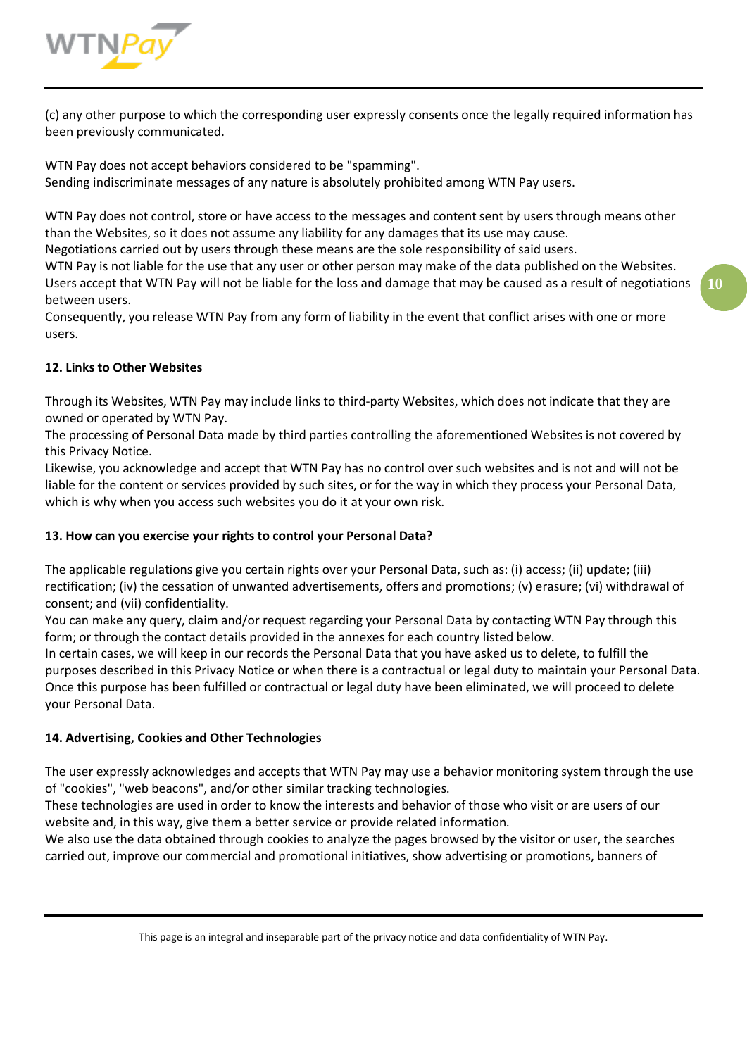(c) any other purpose to which the corresponding user expressly consents once the legally required information has been previously communicated.

WTN Pay does not accept behaviors considered to be "spamming".
Sending indiscriminate messages of any nature is absolutely prohibited among WTN Pay users.

WTN Pay does not control, store or have access to the messages and content sent by users through means other than the Websites, so it does not assume any liability for any damages that its use may cause.
Negotiations carried out by users through these means are the sole responsibility of said users.
WTN Pay is not liable for the use that any user or other person may make of the data published on the Websites.
Users accept that WTN Pay will not be liable for the loss and damage that may be caused as a result of negotiations between users.
Consequently, you release WTN Pay from any form of liability in the event that conflict arises with one or more users.

**12. Links to Other Websites**

Through its Websites, WTN Pay may include links to third-party Websites, which does not indicate that they are owned or operated by WTN Pay.
The processing of Personal Data made by third parties controlling the aforementioned Websites is not covered by this Privacy Notice.
Likewise, you acknowledge and accept that WTN Pay has no control over such websites and is not and will not be liable for the content or services provided by such sites, or for the way in which they process your Personal Data, which is why when you access such websites you do it at your own risk.

**13. How can you exercise your rights to control your Personal Data?**

The applicable regulations give you certain rights over your Personal Data, such as: (i) access; (ii) update; (iii) rectification; (iv) the cessation of unwanted advertisements, offers and promotions; (v) erasure; (vi) withdrawal of consent; and (vii) confidentiality.
You can make any query, claim and/or request regarding your Personal Data by contacting WTN Pay through this form; or through the contact details provided in the annexes for each country listed below.
In certain cases, we will keep in our records the Personal Data that you have asked us to delete, to fulfill the purposes described in this Privacy Notice or when there is a contractual or legal duty to maintain your Personal Data. Once this purpose has been fulfilled or contractual or legal duty have been eliminated, we will proceed to delete your Personal Data.

**14. Advertising, Cookies and Other Technologies**

The user expressly acknowledges and accepts that WTN Pay may use a behavior monitoring system through the use of "cookies", "web beacons", and/or other similar tracking technologies.
These technologies are used in order to know the interests and behavior of those who visit or are users of our website and, in this way, give them a better service or provide related information.
We also use the data obtained through cookies to analyze the pages browsed by the visitor or user, the searches carried out, improve our commercial and promotional initiatives, show advertising or promotions, banners of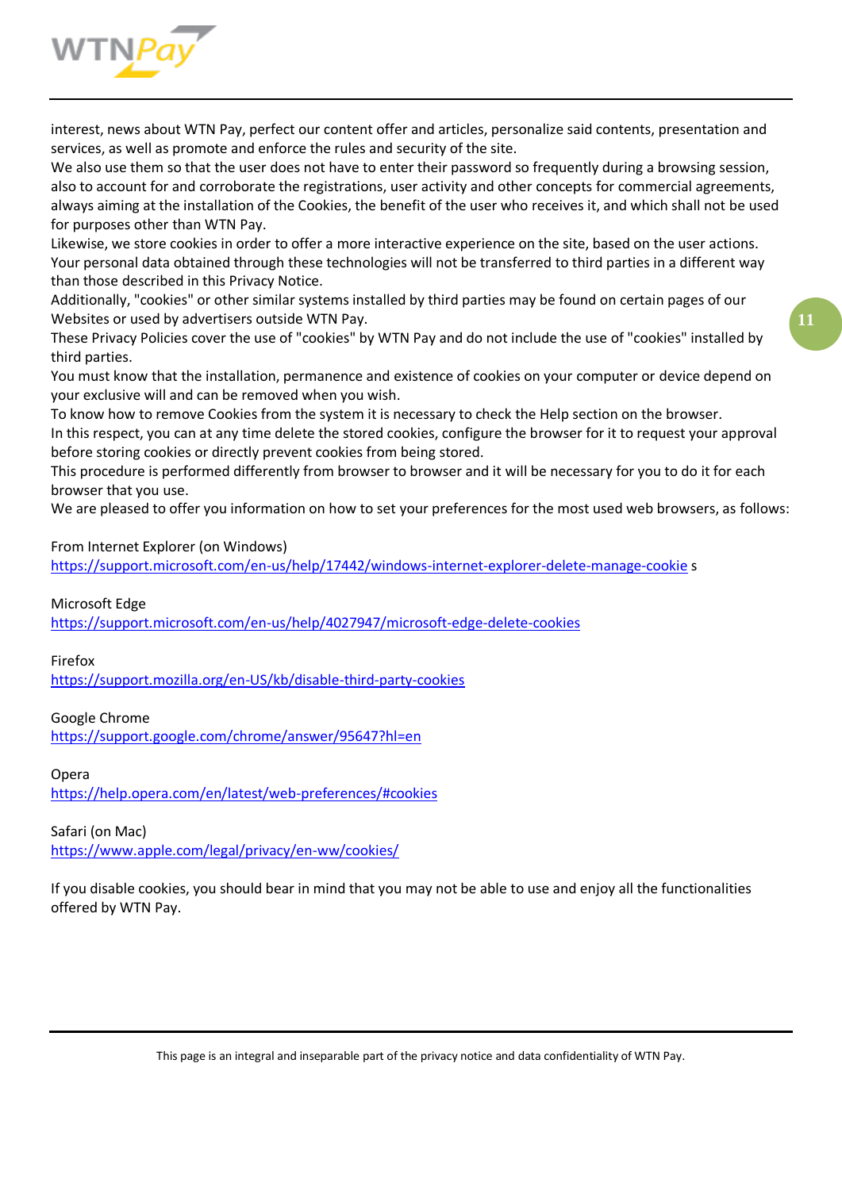interest, news about WTN Pay, perfect our content offer and articles, personalize said contents, presentation and services, as well as promote and enforce the rules and security of the site.

We also use them so that the user does not have to enter their password so frequently during a browsing session, also to account for and corroborate the registrations, user activity and other concepts for commercial agreements, always aiming at the installation of the Cookies, the benefit of the user who receives it, and which shall not be used for purposes other than WTN Pay.

Likewise, we store cookies in order to offer a more interactive experience on the site, based on the user actions.

Your personal data obtained through these technologies will not be transferred to third parties in a different way than those described in this Privacy Notice.

Additionally, "cookies" or other similar systems installed by third parties may be found on certain pages of our Websites or used by advertisers outside WTN Pay.

These Privacy Policies cover the use of "cookies" by WTN Pay and do not include the use of "cookies" installed by third parties.

You must know that the installation, permanence and existence of cookies on your computer or device depend on your exclusive will and can be removed when you wish.

To know how to remove Cookies from the system it is necessary to check the Help section on the browser.

In this respect, you can at any time delete the stored cookies, configure the browser for it to request your approval before storing cookies or directly prevent cookies from being stored.

This procedure is performed differently from browser to browser and it will be necessary for you to do it for each browser that you use.

We are pleased to offer you information on how to set your preferences for the most used web browsers, as follows:

From Internet Explorer (on Windows)
https://support.microsoft.com/en-us/help/17442/windows-internet-explorer-delete-manage-cookies

Microsoft Edge
https://support.microsoft.com/en-us/help/4027947/microsoft-edge-delete-cookies

Firefox
https://support.mozilla.org/en-US/kb/disable-third-party-cookies

Google Chrome
https://support.google.com/chrome/answer/95647?hl=en

Opera
https://help.opera.com/en/latest/web-preferences/#cookies

Safari (on Mac)
https://www.apple.com/legal/privacy/en-ww/cookies/

If you disable cookies, you should bear in mind that you may not be able to use and enjoy all the functionalities offered by WTN Pay.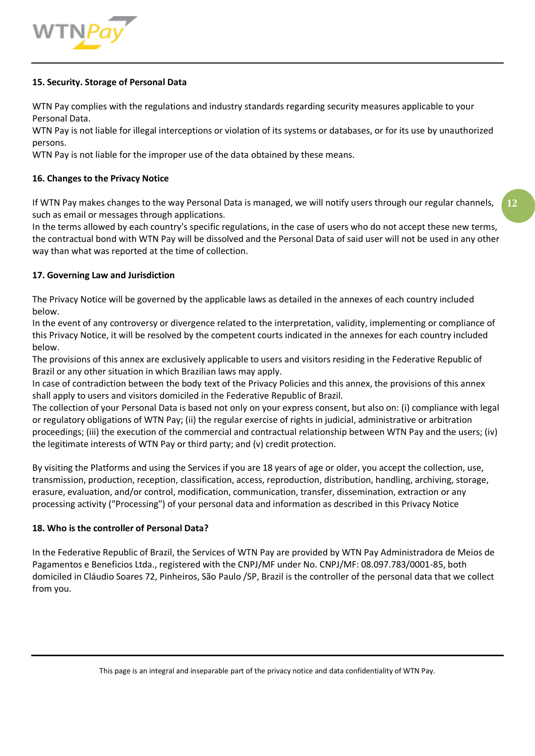**15. Security. Storage of Personal Data**

WTN Pay complies with the regulations and industry standards regarding security measures applicable to your Personal Data.
WTN Pay is not liable for illegal interceptions or violation of its systems or databases, or for its use by unauthorized persons.
WTN Pay is not liable for the improper use of the data obtained by these means.

**16. Changes to the Privacy Notice**

If WTN Pay makes changes to the way Personal Data is managed, we will notify users through our regular channels, such as email or messages through applications.
In the terms allowed by each country's specific regulations, in the case of users who do not accept these new terms, the contractual bond with WTN Pay will be dissolved and the Personal Data of said user will not be used in any other way than what was reported at the time of collection.

**17. Governing Law and Jurisdiction**

The Privacy Notice will be governed by the applicable laws as detailed in the annexes of each country included below.
In the event of any controversy or divergence related to the interpretation, validity, implementing or compliance of this Privacy Notice, it will be resolved by the competent courts indicated in the annexes for each country included below.
The provisions of this annex are exclusively applicable to users and visitors residing in the Federative Republic of Brazil or any other situation in which Brazilian laws may apply.
In case of contradiction between the body text of the Privacy Policies and this annex, the provisions of this annex shall apply to users and visitors domiciled in the Federative Republic of Brazil.
The collection of your Personal Data is based not only on your express consent, but also on: (i) compliance with legal or regulatory obligations of WTN Pay; (ii) the regular exercise of rights in judicial, administrative or arbitration proceedings; (iii) the execution of the commercial and contractual relationship between WTN Pay and the users; (iv) the legitimate interests of WTN Pay or third party; and (v) credit protection.

By visiting the Platforms and using the Services if you are 18 years of age or older, you accept the collection, use, transmission, production, reception, classification, access, reproduction, distribution, handling, archiving, storage, erasure, evaluation, and/or control, modification, communication, transfer, dissemination, extraction or any processing activity ("Processing") of your personal data and information as described in this Privacy Notice

**18. Who is the controller of Personal Data?**

In the Federative Republic of Brazil, the Services of WTN Pay are provided by WTN Pay Administradora de Meios de Pagamentos e Beneficios Ltda., registered with the CNPJ/MF under No. CNPJ/MF: 08.097.783/0001-85, both domiciled in Cláudio Soares 72, Pinheiros, São Paulo /SP, Brazil is the controller of the personal data that we collect from you.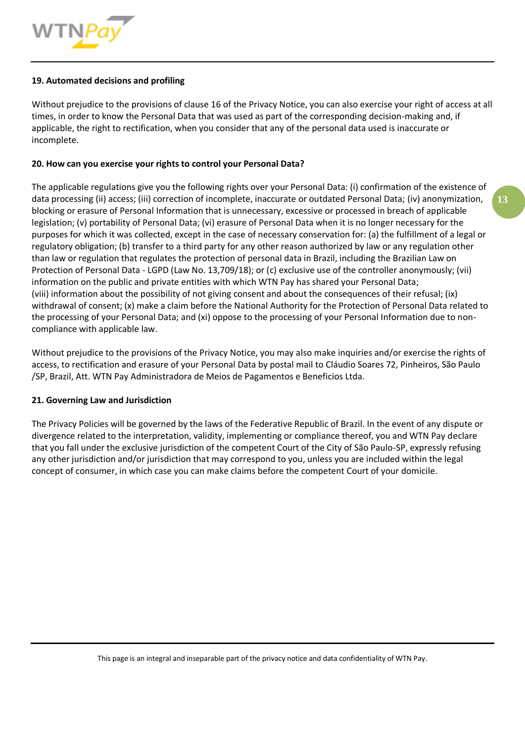### 19. Automated decisions and profiling

Without prejudice to the provisions of clause 16 of the Privacy Notice, you can also exercise your right of access at all times, in order to know the Personal Data that was used as part of the corresponding decision-making and, if applicable, the right to rectification, when you consider that any of the personal data used is inaccurate or incomplete.

### 20. How can you exercise your rights to control your Personal Data?

The applicable regulations give you the following rights over your Personal Data: (i) confirmation of the existence of data processing (ii) access; (iii) correction of incomplete, inaccurate or outdated Personal Data; (iv) anonymization, blocking or erasure of Personal Information that is unnecessary, excessive or processed in breach of applicable legislation; (v) portability of Personal Data; (vi) erasure of Personal Data when it is no longer necessary for the purposes for which it was collected, except in the case of necessary conservation for: (a) the fulfillment of a legal or regulatory obligation; (b) transfer to a third party for any other reason authorized by law or any regulation other than law or regulation that regulates the protection of personal data in Brazil, including the Brazilian Law on Protection of Personal Data - LGPD (Law No. 13,709/18); or (c) exclusive use of the controller anonymously; (vii) information on the public and private entities with which WTN Pay has shared your Personal Data; (viii) information about the possibility of not giving consent and about the consequences of their refusal; (ix) withdrawal of consent; (x) make a claim before the National Authority for the Protection of Personal Data related to the processing of your Personal Data; and (xi) oppose to the processing of your Personal Information due to non-compliance with applicable law.

Without prejudice to the provisions of the Privacy Notice, you may also make inquiries and/or exercise the rights of access, to rectification and erasure of your Personal Data by postal mail to Cláudio Soares 72, Pinheiros, São Paulo /SP, Brazil, Att. WTN Pay Administradora de Meios de Pagamentos e Beneficios Ltda.

### 21. Governing Law and Jurisdiction

The Privacy Policies will be governed by the laws of the Federative Republic of Brazil. In the event of any dispute or divergence related to the interpretation, validity, implementing or compliance thereof, you and WTN Pay declare that you fall under the exclusive jurisdiction of the competent Court of the City of São Paulo-SP, expressly refusing any other jurisdiction and/or jurisdiction that may correspond to you, unless you are included within the legal concept of consumer, in which case you can make claims before the competent Court of your domicile.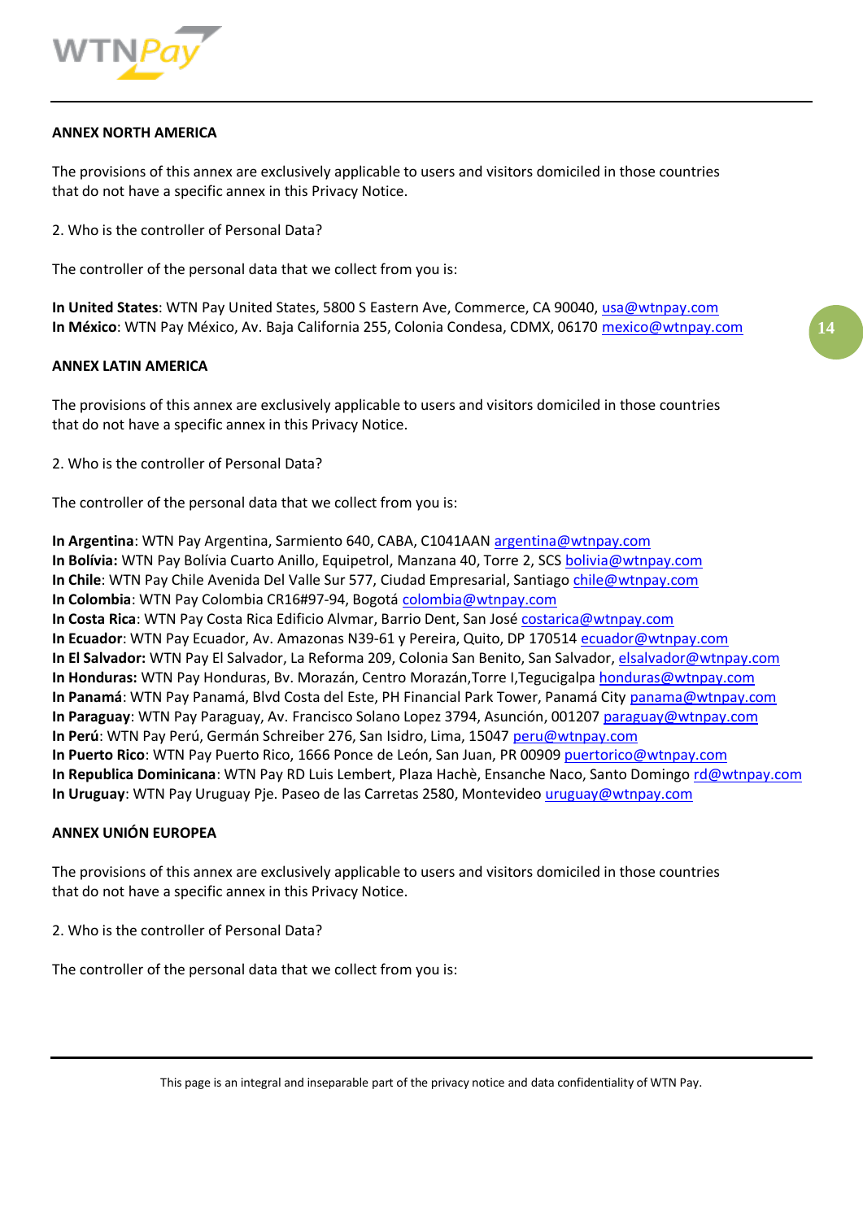**ANNEX NORTH AMERICA**

The provisions of this annex are exclusively applicable to users and visitors domiciled in those countries that do not have a specific annex in this Privacy Notice.

2. Who is the controller of Personal Data?

The controller of the personal data that we collect from you is:

**In United States**: WTN Pay United States, 5800 S Eastern Ave, Commerce, CA 90040, usa@wtnpay.com
**In México**: WTN Pay México, Av. Baja California 255, Colonia Condesa, CDMX, 06170 mexico@wtnpay.com

**ANNEX LATIN AMERICA**

The provisions of this annex are exclusively applicable to users and visitors domiciled in those countries that do not have a specific annex in this Privacy Notice.

2. Who is the controller of Personal Data?

The controller of the personal data that we collect from you is:

**In Argentina**: WTN Pay Argentina, Sarmiento 640, CABA, C1041AAN argentina@wtnpay.com
**In Bolívia:** WTN Pay Bolívia Cuarto Anillo, Equipetrol, Manzana 40, Torre 2, SCS bolivia@wtnpay.com
**In Chile**: WTN Pay Chile Avenida Del Valle Sur 577, Ciudad Empresarial, Santiago chile@wtnpay.com
**In Colombia**: WTN Pay Colombia CR16#97-94, Bogotá colombia@wtnpay.com
**In Costa Rica**: WTN Pay Costa Rica Edificio Alvmar, Barrio Dent, San José costarica@wtnpay.com
**In Ecuador**: WTN Pay Ecuador, Av. Amazonas N39-61 y Pereira, Quito, DP 170514 ecuador@wtnpay.com
**In El Salvador:** WTN Pay El Salvador, La Reforma 209, Colonia San Benito, San Salvador, elsalvador@wtnpay.com
**In Honduras:** WTN Pay Honduras, Bv. Morazán, Centro Morazán,Torre I,Tegucigalpa honduras@wtnpay.com
**In Panamá**: WTN Pay Panamá, Blvd Costa del Este, PH Financial Park Tower, Panamá City panama@wtnpay.com
**In Paraguay**: WTN Pay Paraguay, Av. Francisco Solano Lopez 3794, Asunción, 001207 paraguay@wtnpay.com
**In Perú**: WTN Pay Perú, Germán Schreiber 276, San Isidro, Lima, 15047 peru@wtnpay.com
**In Puerto Rico**: WTN Pay Puerto Rico, 1666 Ponce de León, San Juan, PR 00909 puertorico@wtnpay.com
**In Republica Dominicana**: WTN Pay RD Luis Lembert, Plaza Hachè, Ensanche Naco, Santo Domingo rd@wtnpay.com
**In Uruguay**: WTN Pay Uruguay Pje. Paseo de las Carretas 2580, Montevideo uruguay@wtnpay.com

**ANNEX UNIÓN EUROPEA**

The provisions of this annex are exclusively applicable to users and visitors domiciled in those countries that do not have a specific annex in this Privacy Notice.

2. Who is the controller of Personal Data?

The controller of the personal data that we collect from you is: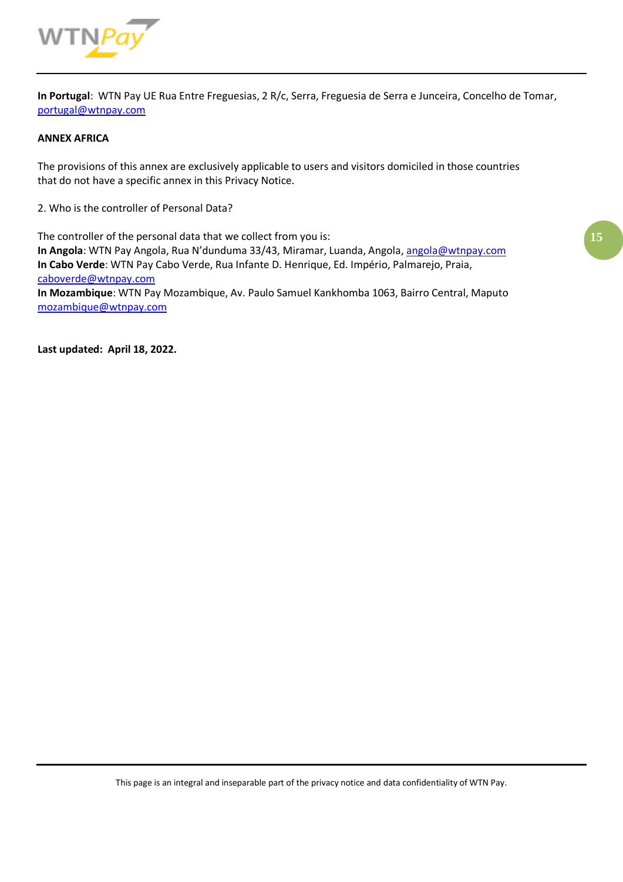**In Portugal**: WTN Pay UE Rua Entre Freguesias, 2 R/c, Serra, Freguesia de Serra e Junceira, Concelho de Tomar, portugal@wtnpay.com

**ANNEX AFRICA**

The provisions of this annex are exclusively applicable to users and visitors domiciled in those countries that do not have a specific annex in this Privacy Notice.

2. Who is the controller of Personal Data?

The controller of the personal data that we collect from you is:
**In Angola**: WTN Pay Angola, Rua N'dunduma 33/43, Miramar, Luanda, Angola, angola@wtnpay.com
**In Cabo Verde**: WTN Pay Cabo Verde, Rua Infante D. Henrique, Ed. Império, Palmarejo, Praia, caboverde@wtnpay.com
**In Mozambique**: WTN Pay Mozambique, Av. Paulo Samuel Kankhomba 1063, Bairro Central, Maputo mozambique@wtnpay.com

**Last updated: April 18, 2022.**